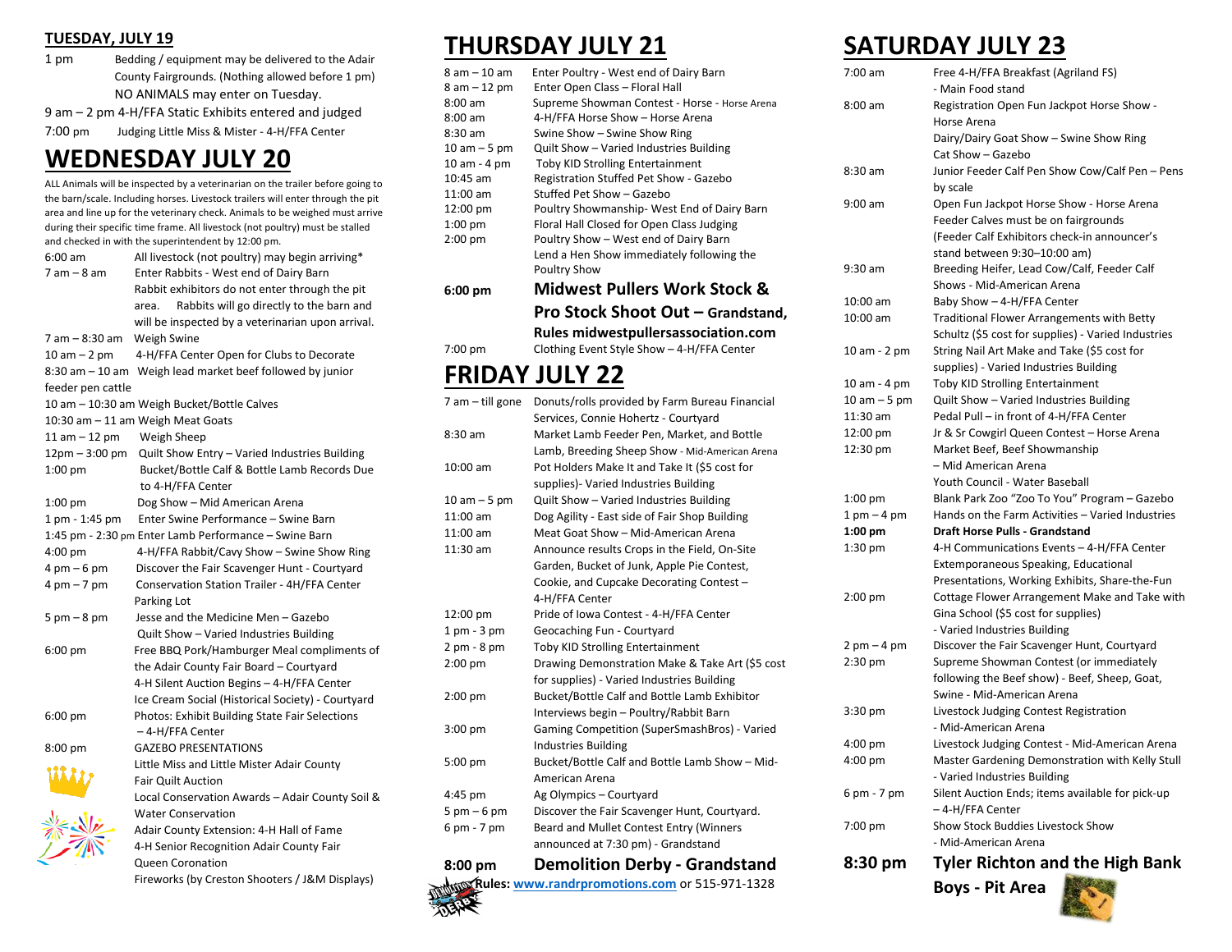## TUESDAY, JULY 19

| | |
|---|---|
| 1 pm | Bedding / equipment may be delivered to the Adair County Fairgrounds. (Nothing allowed before 1 pm) NO ANIMALS may enter on Tuesday. |
| 9 am – 2 pm | 4-H/FFA Static Exhibits entered and judged |
| 7:00 pm | Judging Little Miss & Mister - 4-H/FFA Center |

# WEDNESDAY JULY 20

ALL Animals will be inspected by a veterinarian on the trailer before going to the barn/scale. Including horses. Livestock trailers will enter through the pit area and line up for the veterinary check. Animals to be weighed must arrive during their specific time frame. All livestock (not poultry) must be stalled and checked in with the superintendent by 12:00 pm.

| | |
|---|---|
| 6:00 am | All livestock (not poultry) may begin arriving* |
| 7 am – 8 am | Enter Rabbits - West end of Dairy Barn. Rabbit exhibitors do not enter through the pit area. Rabbits will go directly to the barn and will be inspected by a veterinarian upon arrival. |
| 7 am – 8:30 am | Weigh Swine |
| 10 am – 2 pm | 4-H/FFA Center Open for Clubs to Decorate |
| 8:30 am – 10 am | Weigh lead market beef followed by junior feeder pen cattle |
| 10 am – 10:30 am | Weigh Bucket/Bottle Calves |
| 10:30 am – 11 am | Weigh Meat Goats |
| 11 am – 12 pm | Weigh Sheep |
| 12pm – 3:00 pm | Quilt Show Entry – Varied Industries Building |
| 1:00 pm | Bucket/Bottle Calf & Bottle Lamb Records Due to 4-H/FFA Center |
| 1:00 pm | Dog Show – Mid American Arena |
| 1 pm - 1:45 pm | Enter Swine Performance – Swine Barn |
| 1:45 pm - 2:30 pm | Enter Lamb Performance – Swine Barn |
| 4:00 pm | 4-H/FFA Rabbit/Cavy Show – Swine Show Ring |
| 4 pm – 6 pm | Discover the Fair Scavenger Hunt - Courtyard |
| 4 pm – 7 pm | Conservation Station Trailer - 4H/FFA Center Parking Lot |
| 5 pm – 8 pm | Jesse and the Medicine Men – Gazebo<br>Quilt Show – Varied Industries Building |
| 6:00 pm | Free BBQ Pork/Hamburger Meal compliments of the Adair County Fair Board – Courtyard<br>4-H Silent Auction Begins – 4-H/FFA Center<br>Ice Cream Social (Historical Society) - Courtyard |
| 6:00 pm | Photos: Exhibit Building State Fair Selections – 4-H/FFA Center |
| 8:00 pm | GAZEBO PRESENTATIONS<br>Little Miss and Little Mister Adair County<br>Fair Quilt Auction<br>Local Conservation Awards – Adair County Soil & Water Conservation<br>Adair County Extension: 4-H Hall of Fame<br>4-H Senior Recognition Adair County Fair<br>Queen Coronation<br>Fireworks (by Creston Shooters / J&M Displays) |

# THURSDAY JULY 21

| | |
|---|---|
| 8 am – 10 am | Enter Poultry - West end of Dairy Barn |
| 8 am – 12 pm | Enter Open Class – Floral Hall |
| 8:00 am | Supreme Showman Contest - Horse - Horse Arena |
| 8:00 am | 4-H/FFA Horse Show – Horse Arena |
| 8:30 am | Swine Show – Swine Show Ring |
| 10 am – 5 pm | Quilt Show – Varied Industries Building |
| 10 am - 4 pm | Toby KID Strolling Entertainment |
| 10:45 am | Registration Stuffed Pet Show - Gazebo |
| 11:00 am | Stuffed Pet Show – Gazebo |
| 12:00 pm | Poultry Showmanship- West End of Dairy Barn |
| 1:00 pm | Floral Hall Closed for Open Class Judging |
| 2:00 pm | Poultry Show – West end of Dairy Barn<br>Lend a Hen Show immediately following the Poultry Show |
| **6:00 pm** | **Midwest Pullers Work Stock & Pro Stock Shoot Out – Grandstand, Rules midwestpullersassociation.com** |
| 7:00 pm | Clothing Event Style Show – 4-H/FFA Center |

# FRIDAY JULY 22

| | |
|---|---|
| 7 am – till gone | Donuts/rolls provided by Farm Bureau Financial Services, Connie Hohertz - Courtyard |
| 8:30 am | Market Lamb Feeder Pen, Market, and Bottle Lamb, Breeding Sheep Show - Mid-American Arena |
| 10:00 am | Pot Holders Make It and Take It ($5 cost for supplies)- Varied Industries Building |
| 10 am – 5 pm | Quilt Show – Varied Industries Building |
| 11:00 am | Dog Agility - East side of Fair Shop Building |
| 11:00 am | Meat Goat Show – Mid-American Arena |
| 11:30 am | Announce results Crops in the Field, On-Site Garden, Bucket of Junk, Apple Pie Contest, Cookie, and Cupcake Decorating Contest – 4-H/FFA Center |
| 12:00 pm | Pride of Iowa Contest - 4-H/FFA Center |
| 1 pm - 3 pm | Geocaching Fun - Courtyard |
| 2 pm - 8 pm | Toby KID Strolling Entertainment |
| 2:00 pm | Drawing Demonstration Make & Take Art ($5 cost for supplies) - Varied Industries Building |
| 2:00 pm | Bucket/Bottle Calf and Bottle Lamb Exhibitor Interviews begin – Poultry/Rabbit Barn |
| 3:00 pm | Gaming Competition (SuperSmashBros) - Varied Industries Building |
| 5:00 pm | Bucket/Bottle Calf and Bottle Lamb Show – Mid-American Arena |
| 4:45 pm | Ag Olympics – Courtyard |
| 5 pm – 6 pm | Discover the Fair Scavenger Hunt, Courtyard. |
| 6 pm - 7 pm | Beard and Mullet Contest Entry (Winners announced at 7:30 pm) - Grandstand |
| **8:00 pm** | **Demolition Derby - Grandstand** |

**Rules: www.randrpromotions.com** or 515-971-1328

# SATURDAY JULY 23

| | |
|---|---|
| 7:00 am | Free 4-H/FFA Breakfast (Agriland FS) - Main Food stand |
| 8:00 am | Registration Open Fun Jackpot Horse Show - Horse Arena<br>Dairy/Dairy Goat Show – Swine Show Ring<br>Cat Show – Gazebo |
| 8:30 am | Junior Feeder Calf Pen Show Cow/Calf Pen – Pens by scale |
| 9:00 am | Open Fun Jackpot Horse Show - Horse Arena<br>Feeder Calves must be on fairgrounds<br>(Feeder Calf Exhibitors check-in announcer's stand between 9:30–10:00 am) |
| 9:30 am | Breeding Heifer, Lead Cow/Calf, Feeder Calf Shows - Mid-American Arena |
| 10:00 am | Baby Show – 4-H/FFA Center |
| 10:00 am | Traditional Flower Arrangements with Betty Schultz ($5 cost for supplies) - Varied Industries |
| 10 am - 2 pm | String Nail Art Make and Take ($5 cost for supplies) - Varied Industries Building |
| 10 am - 4 pm | Toby KID Strolling Entertainment |
| 10 am – 5 pm | Quilt Show – Varied Industries Building |
| 11:30 am | Pedal Pull – in front of 4-H/FFA Center |
| 12:00 pm | Jr & Sr Cowgirl Queen Contest – Horse Arena |
| 12:30 pm | Market Beef, Beef Showmanship – Mid American Arena<br>Youth Council - Water Baseball |
| 1:00 pm | Blank Park Zoo "Zoo To You" Program – Gazebo |
| 1 pm – 4 pm | Hands on the Farm Activities – Varied Industries |
| **1:00 pm** | **Draft Horse Pulls - Grandstand** |
| 1:30 pm | 4-H Communications Events – 4-H/FFA Center Extemporaneous Speaking, Educational Presentations, Working Exhibits, Share-the-Fun |
| 2:00 pm | Cottage Flower Arrangement Make and Take with Gina School ($5 cost for supplies) - Varied Industries Building |
| 2 pm – 4 pm | Discover the Fair Scavenger Hunt, Courtyard |
| 2:30 pm | Supreme Showman Contest (or immediately following the Beef show) - Beef, Sheep, Goat, Swine - Mid-American Arena |
| 3:30 pm | Livestock Judging Contest Registration - Mid-American Arena |
| 4:00 pm | Livestock Judging Contest - Mid-American Arena |
| 4:00 pm | Master Gardening Demonstration with Kelly Stull - Varied Industries Building |
| 6 pm - 7 pm | Silent Auction Ends; items available for pick-up – 4-H/FFA Center |
| 7:00 pm | Show Stock Buddies Livestock Show - Mid-American Arena |
| **8:30 pm** | **Tyler Richton and the High Bank Boys - Pit Area** |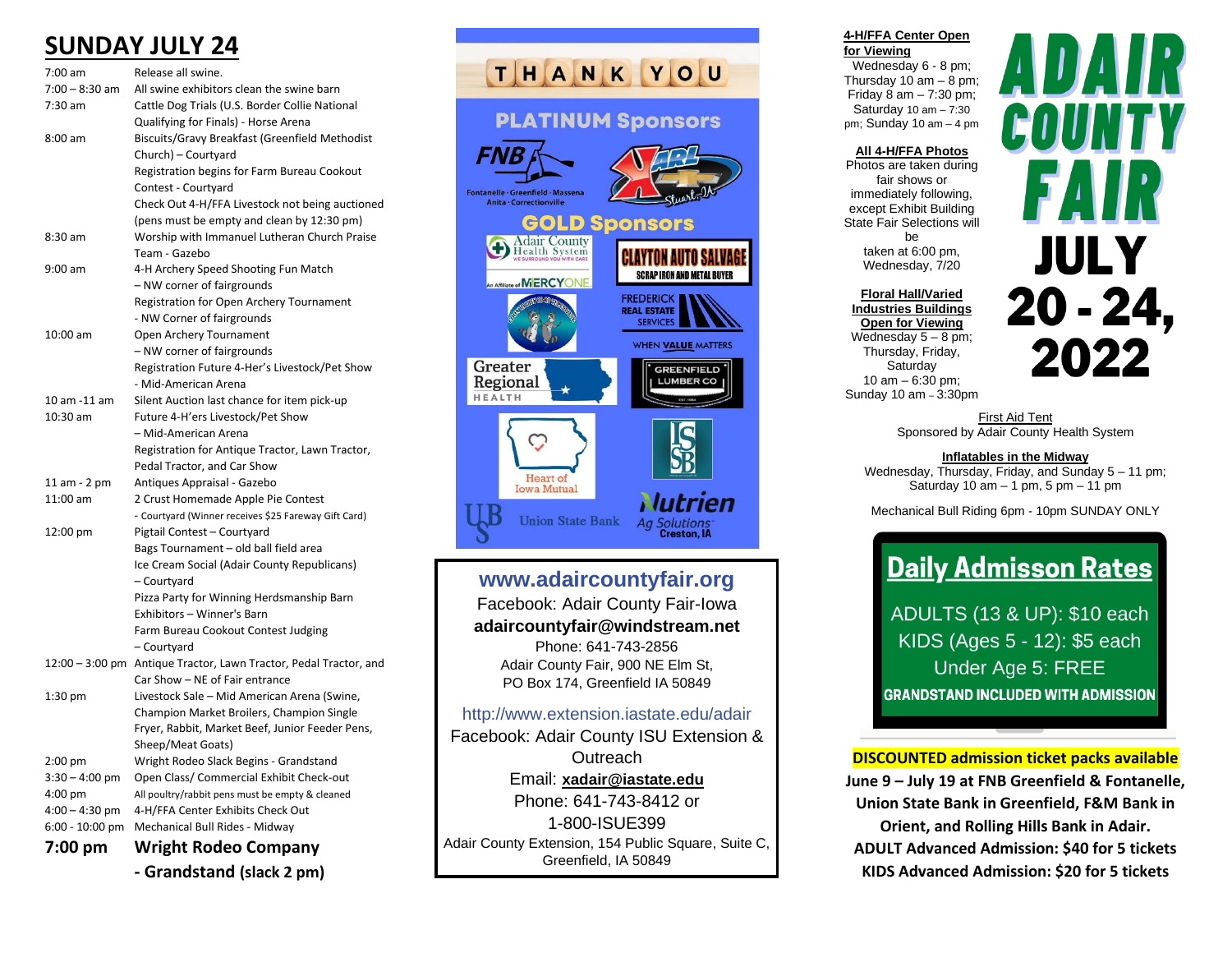# SUNDAY JULY 24

| | |
|---|---|
| 7:00 am | Release all swine. |
| 7:00 – 8:30 am | All swine exhibitors clean the swine barn |
| 7:30 am | Cattle Dog Trials (U.S. Border Collie National Qualifying for Finals) - Horse Arena |
| 8:00 am | Biscuits/Gravy Breakfast (Greenfield Methodist Church) – Courtyard<br>Registration begins for Farm Bureau Cookout Contest - Courtyard<br>Check Out 4-H/FFA Livestock not being auctioned (pens must be empty and clean by 12:30 pm) |
| 8:30 am | Worship with Immanuel Lutheran Church Praise Team - Gazebo |
| 9:00 am | 4-H Archery Speed Shooting Fun Match – NW corner of fairgrounds<br>Registration for Open Archery Tournament - NW Corner of fairgrounds |
| 10:00 am | Open Archery Tournament – NW corner of fairgrounds<br>Registration Future 4-Her's Livestock/Pet Show - Mid-American Arena |
| 10 am -11 am | Silent Auction last chance for item pick-up |
| 10:30 am | Future 4-H'ers Livestock/Pet Show – Mid-American Arena<br>Registration for Antique Tractor, Lawn Tractor, Pedal Tractor, and Car Show |
| 11 am - 2 pm | Antiques Appraisal - Gazebo |
| 11:00 am | 2 Crust Homemade Apple Pie Contest - Courtyard (Winner receives $25 Fareway Gift Card) |
| 12:00 pm | Pigtail Contest – Courtyard<br>Bags Tournament – old ball field area<br>Ice Cream Social (Adair County Republicans) – Courtyard<br>Pizza Party for Winning Herdsmanship Barn Exhibitors – Winner's Barn<br>Farm Bureau Cookout Contest Judging – Courtyard |
| 12:00 – 3:00 pm | Antique Tractor, Lawn Tractor, Pedal Tractor, and Car Show – NE of Fair entrance |
| 1:30 pm | Livestock Sale – Mid American Arena (Swine, Champion Market Broilers, Champion Single Fryer, Rabbit, Market Beef, Junior Feeder Pens, Sheep/Meat Goats) |
| 2:00 pm | Wright Rodeo Slack Begins - Grandstand |
| 3:30 – 4:00 pm | Open Class/ Commercial Exhibit Check-out |
| 4:00 pm | All poultry/rabbit pens must be empty & cleaned |
| 4:00 – 4:30 pm | 4-H/FFA Center Exhibits Check Out |
| 6:00 - 10:00 pm | Mechanical Bull Rides - Midway |
| **7:00 pm** | **Wright Rodeo Company - Grandstand (slack 2 pm)** |

## THANK YOU

### PLATINUM Sponsors

FNB – Fontanelle · Greenfield · Massena · Anita · Correctionville

Karl – Stuart, IA

### GOLD Sponsors

Adair County Health System – We surround you with care – An Affiliate of MercyOne

Clayton Auto Salvage – Scrap Iron and Metal Buyer

Frederick Real Estate Services – When Value Matters

Greater Regional Health

Greenfield Lumber Co

Heart of Iowa Mutual

ISSB

Union State Bank

Nutrien Ag Solutions – Creston, IA

**www.adaircountyfair.org**
Facebook: Adair County Fair-Iowa
**adaircountyfair@windstream.net**
Phone: 641-743-2856
Adair County Fair, 900 NE Elm St, PO Box 174, Greenfield IA 50849

http://www.extension.iastate.edu/adair
Facebook: Adair County ISU Extension & Outreach
Email: **xadair@iastate.edu**
Phone: 641-743-8412 or 1-800-ISUE399
Adair County Extension, 154 Public Square, Suite C, Greenfield, IA 50849

**4-H/FFA Center Open for Viewing**
Wednesday 6 - 8 pm; Thursday 10 am – 8 pm; Friday 8 am – 7:30 pm; Saturday 10 am – 7:30 pm; Sunday 10 am – 4 pm

**All 4-H/FFA Photos**
Photos are taken during fair shows or immediately following, except Exhibit Building State Fair Selections will be taken at 6:00 pm, Wednesday, 7/20

**Floral Hall/Varied Industries Buildings Open for Viewing**
Wednesday 5 – 8 pm; Thursday, Friday, Saturday 10 am – 6:30 pm; Sunday 10 am – 3:30pm

# ADAIR COUNTY FAIR
# JULY 20 - 24, 2022

First Aid Tent
Sponsored by Adair County Health System

**Inflatables in the Midway**
Wednesday, Thursday, Friday, and Sunday 5 – 11 pm; Saturday 10 am – 1 pm, 5 pm – 11 pm

Mechanical Bull Riding 6pm - 10pm SUNDAY ONLY

## Daily Admisson Rates

ADULTS (13 & UP): $10 each
KIDS (Ages 5 - 12): $5 each
Under Age 5: FREE
**GRANDSTAND INCLUDED WITH ADMISSION**

**DISCOUNTED admission ticket packs available**
**June 9 – July 19 at FNB Greenfield & Fontanelle, Union State Bank in Greenfield, F&M Bank in Orient, and Rolling Hills Bank in Adair.**
**ADULT Advanced Admission: $40 for 5 tickets**
**KIDS Advanced Admission: $20 for 5 tickets**